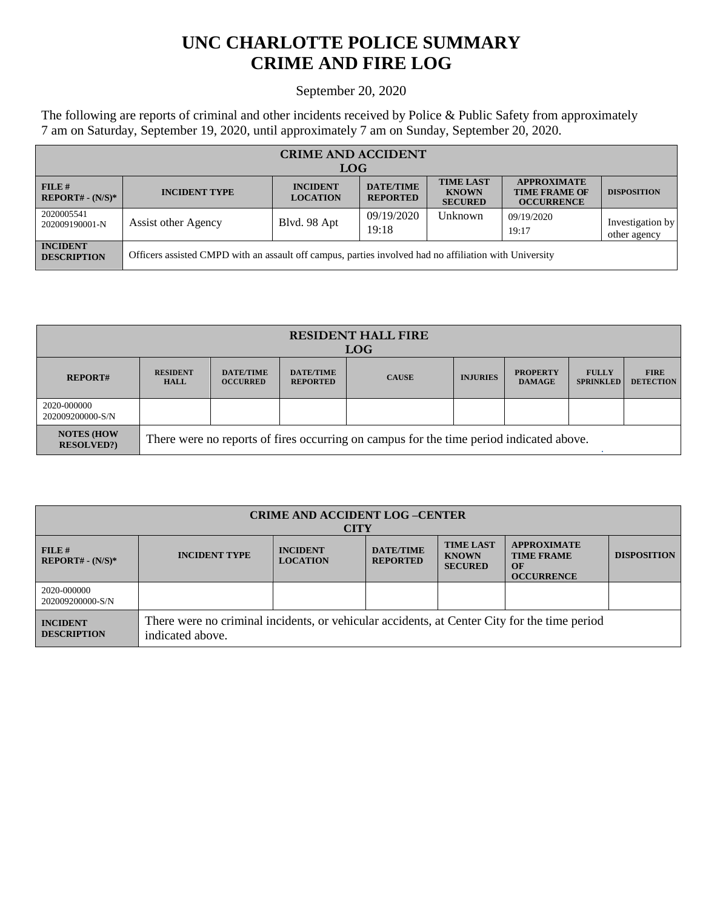# UNC CHARLOTTE POLICE SUMMARY
# CRIME AND FIRE LOG

September 20, 2020

The following are reports of criminal and other incidents received by Police & Public Safety from approximately 7 am on Saturday, September 19, 2020, until approximately 7 am on Sunday, September 20, 2020.

| CRIME AND ACCIDENT LOG | | | | | | |
|---|---|---|---|---|---|---|
| **FILE # REPORT# - (N/S)*** | **INCIDENT TYPE** | **INCIDENT LOCATION** | **DATE/TIME REPORTED** | **TIME LAST KNOWN SECURED** | **APPROXIMATE TIME FRAME OF OCCURRENCE** | **DISPOSITION** |
| 2020005541 202009190001-N | Assist other Agency | Blvd. 98 Apt | 09/19/2020 19:18 | Unknown | 09/19/2020 19:17 | Investigation by other agency |
| **INCIDENT DESCRIPTION** | Officers assisted CMPD with an assault off campus, parties involved had no affiliation with University | | | | | |

| RESIDENT HALL FIRE LOG | | | | | | | | |
|---|---|---|---|---|---|---|---|---|
| **REPORT#** | **RESIDENT HALL** | **DATE/TIME OCCURRED** | **DATE/TIME REPORTED** | **CAUSE** | **INJURIES** | **PROPERTY DAMAGE** | **FULLY SPRINKLED** | **FIRE DETECTION** |
| 2020-000000 202009200000-S/N | | | | | | | | |
| **NOTES (HOW RESOLVED?)** | There were no reports of fires occurring on campus for the time period indicated above. | | | | | | | |

| CRIME AND ACCIDENT LOG –CENTER CITY | | | | | | |
|---|---|---|---|---|---|---|
| **FILE # REPORT# - (N/S)*** | **INCIDENT TYPE** | **INCIDENT LOCATION** | **DATE/TIME REPORTED** | **TIME LAST KNOWN SECURED** | **APPROXIMATE TIME FRAME OF OCCURRENCE** | **DISPOSITION** |
| 2020-000000 202009200000-S/N | | | | | | |
| **INCIDENT DESCRIPTION** | There were no criminal incidents, or vehicular accidents, at Center City for the time period indicated above. | | | | | |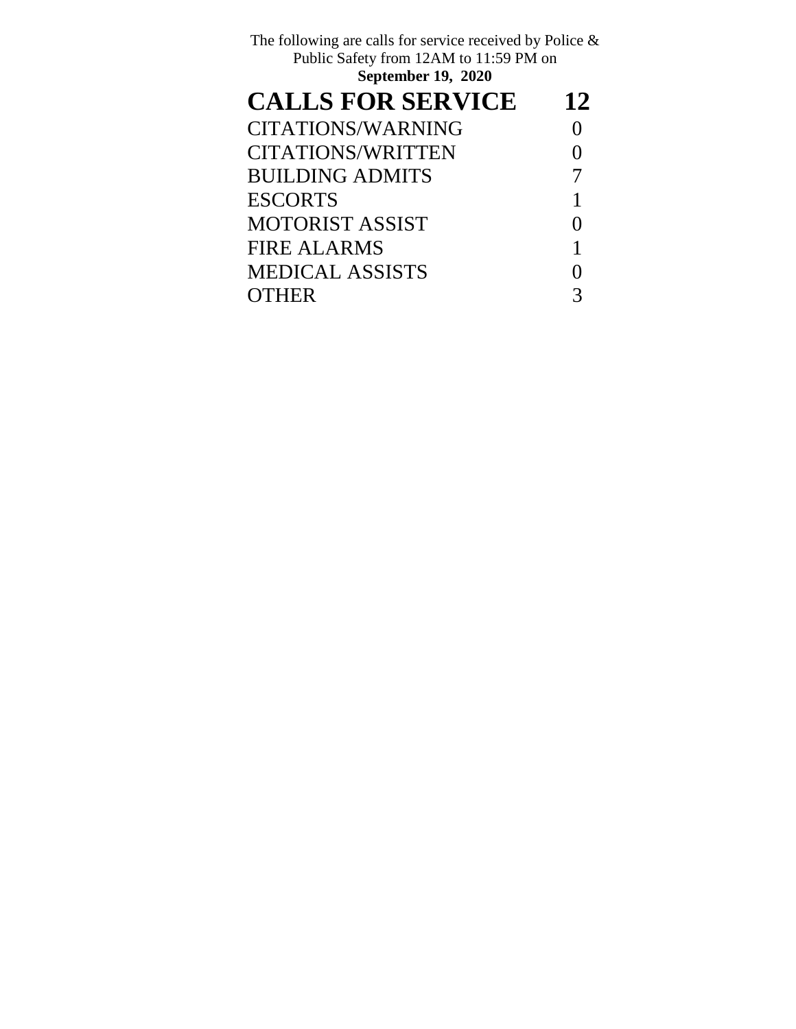The following are calls for service received by Police & Public Safety from 12AM to 11:59 PM on

**September 19, 2020**

| | |
|---|---|
| **CALLS FOR SERVICE** | **12** |
| CITATIONS/WARNING | 0 |
| CITATIONS/WRITTEN | 0 |
| BUILDING ADMITS | 7 |
| ESCORTS | 1 |
| MOTORIST ASSIST | 0 |
| FIRE ALARMS | 1 |
| MEDICAL ASSISTS | 0 |
| OTHER | 3 |